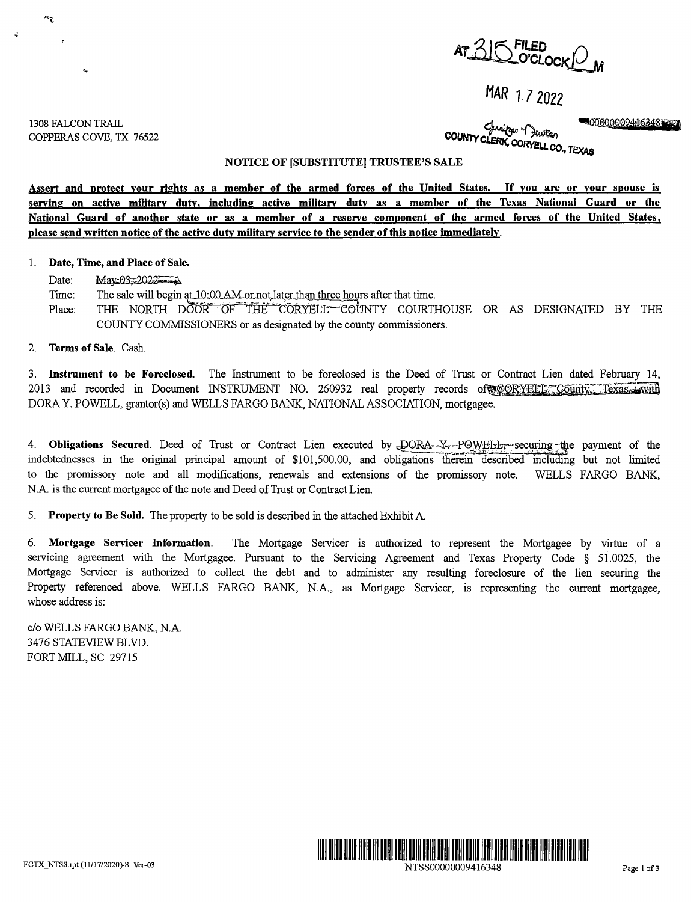AT 315 FILED O'CLOCK P M

MAR 17 2022

Jenifer Duston
COUNTY CLERK, CORYELL CO., TEXAS

00000009416348

1308 FALCON TRAIL
COPPERAS COVE, TX 76522

## NOTICE OF [SUBSTITUTE] TRUSTEE'S SALE

**Assert and protect your rights as a member of the armed forces of the United States. If you are or your spouse is serving on active military duty, including active military duty as a member of the Texas National Guard or the National Guard of another state or as a member of a reserve component of the armed forces of the United States, please send written notice of the active duty military service to the sender of this notice immediately.**

1. **Date, Time, and Place of Sale.**

   Date: May 03, 2022

   Time: The sale will begin at 10:00 AM or not later than three hours after that time.

   Place: THE NORTH DOOR OF THE CORYELL COUNTY COURTHOUSE OR AS DESIGNATED BY THE COUNTY COMMISSIONERS or as designated by the county commissioners.

2. **Terms of Sale.** Cash.

3. **Instrument to be Foreclosed.** The Instrument to be foreclosed is the Deed of Trust or Contract Lien dated February 14, 2013 and recorded in Document INSTRUMENT NO. 260932 real property records of CORYELL County, Texas, with DORA Y. POWELL, grantor(s) and WELLS FARGO BANK, NATIONAL ASSOCIATION, mortgagee.

4. **Obligations Secured.** Deed of Trust or Contract Lien executed by DORA Y. POWELL, securing the payment of the indebtednesses in the original principal amount of $101,500.00, and obligations therein described including but not limited to the promissory note and all modifications, renewals and extensions of the promissory note. WELLS FARGO BANK, N.A. is the current mortgagee of the note and Deed of Trust or Contract Lien.

5. **Property to Be Sold.** The property to be sold is described in the attached Exhibit A.

6. **Mortgage Servicer Information.** The Mortgage Servicer is authorized to represent the Mortgagee by virtue of a servicing agreement with the Mortgagee. Pursuant to the Servicing Agreement and Texas Property Code § 51.0025, the Mortgage Servicer is authorized to collect the debt and to administer any resulting foreclosure of the lien securing the Property referenced above. WELLS FARGO BANK, N.A., as Mortgage Servicer, is representing the current mortgagee, whose address is:

c/o WELLS FARGO BANK, N.A.
3476 STATEVIEW BLVD.
FORT MILL, SC 29715

FCTX_NTSS.rpt (11/17/2020)-S Ver-03

NTSS00000009416348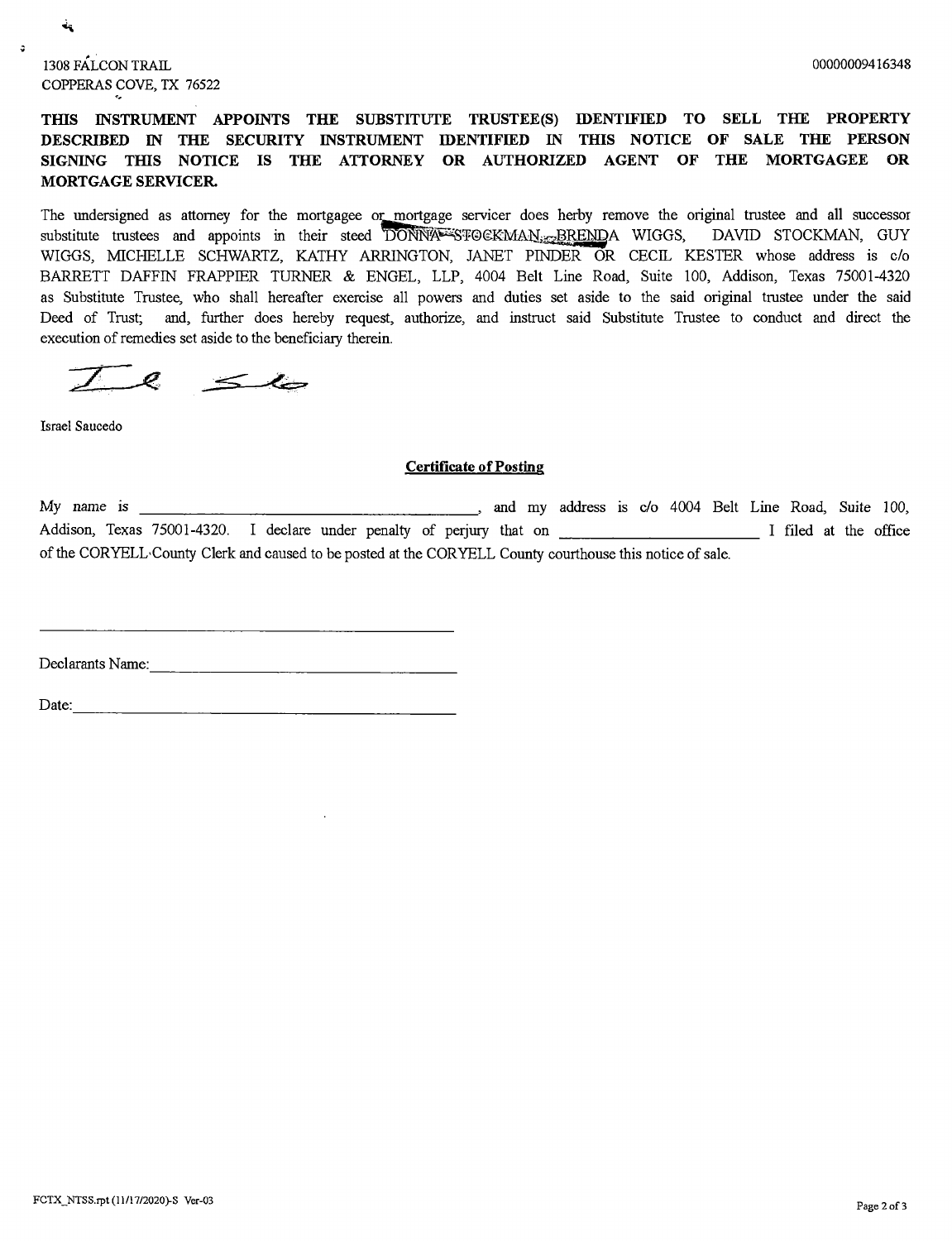1308 FALCON TRAIL
COPPERAS COVE, TX 76522

00000009416348

**THIS INSTRUMENT APPOINTS THE SUBSTITUTE TRUSTEE(S) IDENTIFIED TO SELL THE PROPERTY DESCRIBED IN THE SECURITY INSTRUMENT IDENTIFIED IN THIS NOTICE OF SALE THE PERSON SIGNING THIS NOTICE IS THE ATTORNEY OR AUTHORIZED AGENT OF THE MORTGAGEE OR MORTGAGE SERVICER.**

The undersigned as attorney for the mortgagee or mortgage servicer does herby remove the original trustee and all successor substitute trustees and appoints in their steed DONNA STOCKMAN, BRENDA WIGGS, DAVID STOCKMAN, GUY WIGGS, MICHELLE SCHWARTZ, KATHY ARRINGTON, JANET PINDER OR CECIL KESTER whose address is c/o BARRETT DAFFIN FRAPPIER TURNER & ENGEL, LLP, 4004 Belt Line Road, Suite 100, Addison, Texas 75001-4320 as Substitute Trustee, who shall hereafter exercise all powers and duties set aside to the said original trustee under the said Deed of Trust; and, further does hereby request, authorize, and instruct said Substitute Trustee to conduct and direct the execution of remedies set aside to the beneficiary therein.

Israel Saucedo

**Certificate of Posting**

My name is ______________________________, and my address is c/o 4004 Belt Line Road, Suite 100, Addison, Texas 75001-4320. I declare under penalty of perjury that on ____________________ I filed at the office of the CORYELL County Clerk and caused to be posted at the CORYELL County courthouse this notice of sale.

______________________________

Declarants Name: ______________________________

Date: ______________________________

FCTX_NTSS.rpt (11/17/2020)-S Ver-03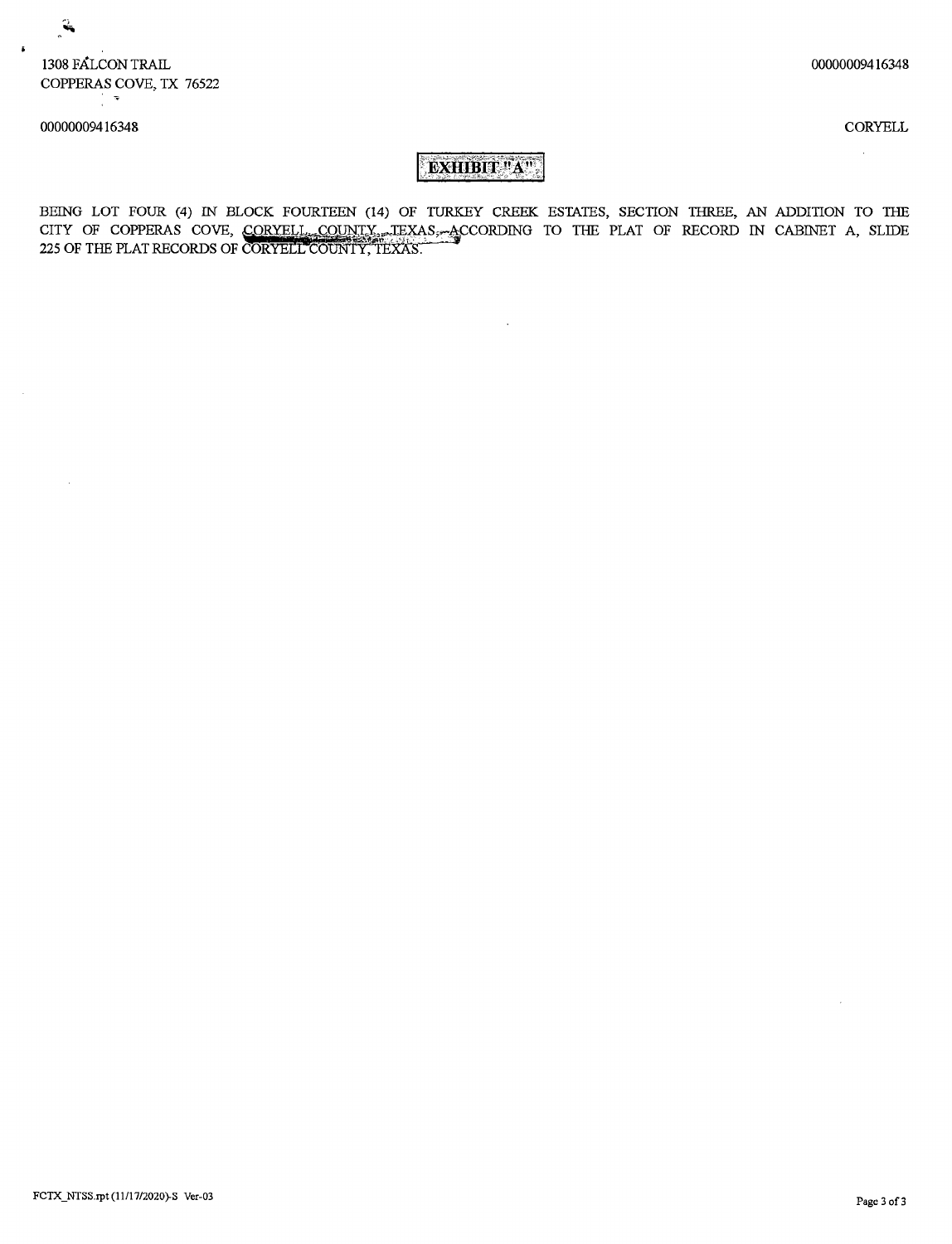1308 FALCON TRAIL
COPPERAS COVE, TX 76522

00000009416348

00000009416348

CORYELL

# EXHIBIT "A"

BEING LOT FOUR (4) IN BLOCK FOURTEEN (14) OF TURKEY CREEK ESTATES, SECTION THREE, AN ADDITION TO THE CITY OF COPPERAS COVE, CORYELL COUNTY, TEXAS, ACCORDING TO THE PLAT OF RECORD IN CABINET A, SLIDE 225 OF THE PLAT RECORDS OF CORYELL COUNTY, TEXAS.

FCTX_NTSS.rpt (11/17/2020)-S Ver-03